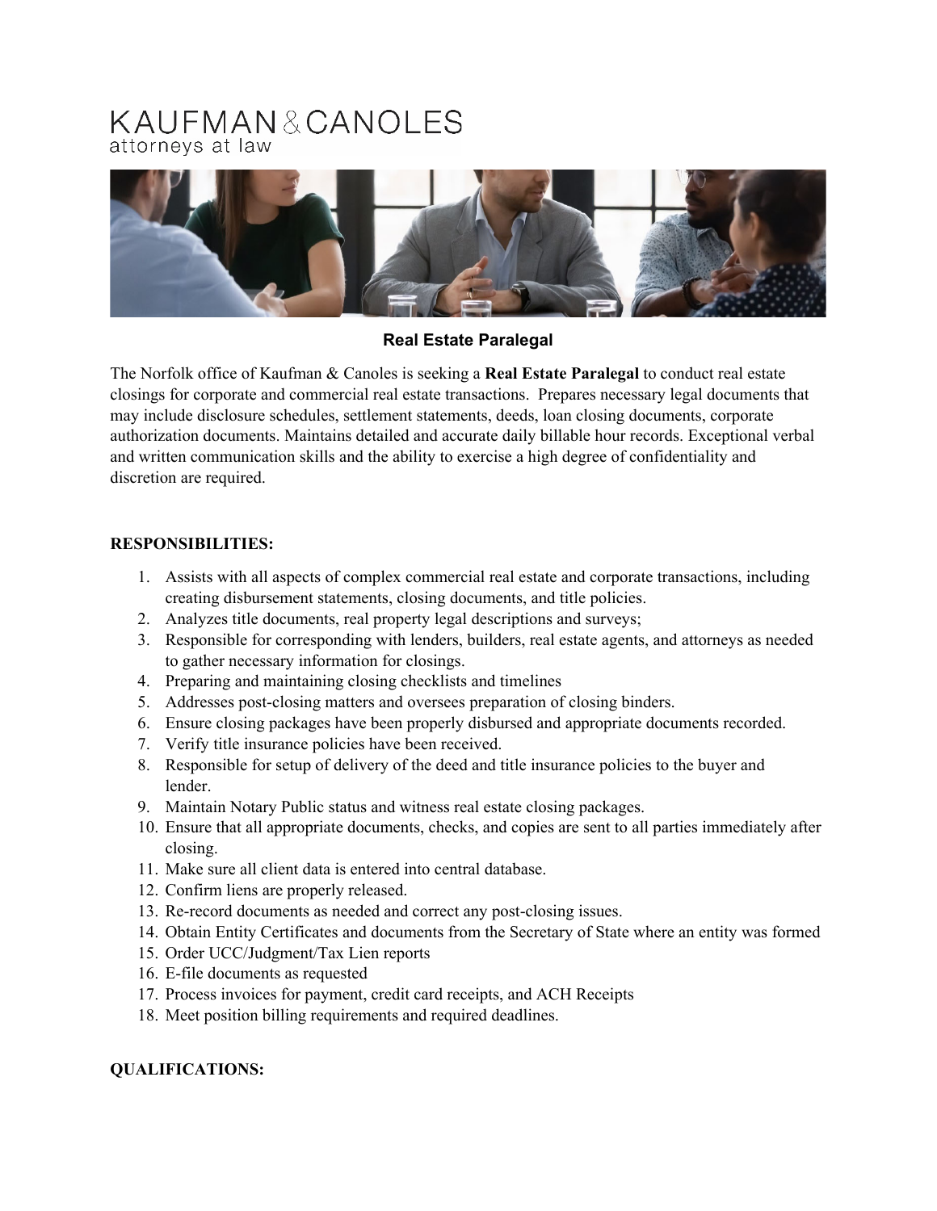# KAUFMAN & CANOLES
attorneys at law

## Real Estate Paralegal

The Norfolk office of Kaufman & Canoles is seeking a **Real Estate Paralegal** to conduct real estate closings for corporate and commercial real estate transactions. Prepares necessary legal documents that may include disclosure schedules, settlement statements, deeds, loan closing documents, corporate authorization documents. Maintains detailed and accurate daily billable hour records. Exceptional verbal and written communication skills and the ability to exercise a high degree of confidentiality and discretion are required.

**RESPONSIBILITIES:**

1. Assists with all aspects of complex commercial real estate and corporate transactions, including creating disbursement statements, closing documents, and title policies.
2. Analyzes title documents, real property legal descriptions and surveys;
3. Responsible for corresponding with lenders, builders, real estate agents, and attorneys as needed to gather necessary information for closings.
4. Preparing and maintaining closing checklists and timelines
5. Addresses post-closing matters and oversees preparation of closing binders.
6. Ensure closing packages have been properly disbursed and appropriate documents recorded.
7. Verify title insurance policies have been received.
8. Responsible for setup of delivery of the deed and title insurance policies to the buyer and lender.
9. Maintain Notary Public status and witness real estate closing packages.
10. Ensure that all appropriate documents, checks, and copies are sent to all parties immediately after closing.
11. Make sure all client data is entered into central database.
12. Confirm liens are properly released.
13. Re-record documents as needed and correct any post-closing issues.
14. Obtain Entity Certificates and documents from the Secretary of State where an entity was formed
15. Order UCC/Judgment/Tax Lien reports
16. E-file documents as requested
17. Process invoices for payment, credit card receipts, and ACH Receipts
18. Meet position billing requirements and required deadlines.

**QUALIFICATIONS:**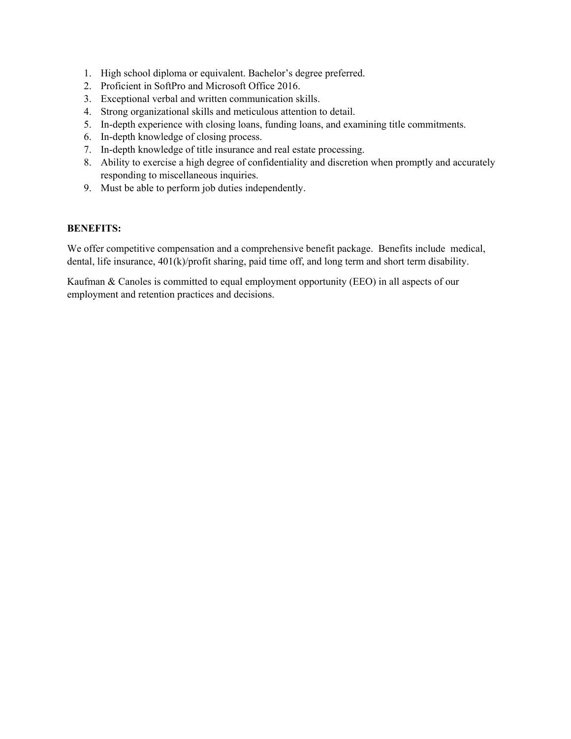1. High school diploma or equivalent. Bachelor's degree preferred.
2. Proficient in SoftPro and Microsoft Office 2016.
3. Exceptional verbal and written communication skills.
4. Strong organizational skills and meticulous attention to detail.
5. In-depth experience with closing loans, funding loans, and examining title commitments.
6. In-depth knowledge of closing process.
7. In-depth knowledge of title insurance and real estate processing.
8. Ability to exercise a high degree of confidentiality and discretion when promptly and accurately responding to miscellaneous inquiries.
9. Must be able to perform job duties independently.

**BENEFITS:**

We offer competitive compensation and a comprehensive benefit package. Benefits include medical, dental, life insurance, 401(k)/profit sharing, paid time off, and long term and short term disability.

Kaufman & Canoles is committed to equal employment opportunity (EEO) in all aspects of our employment and retention practices and decisions.